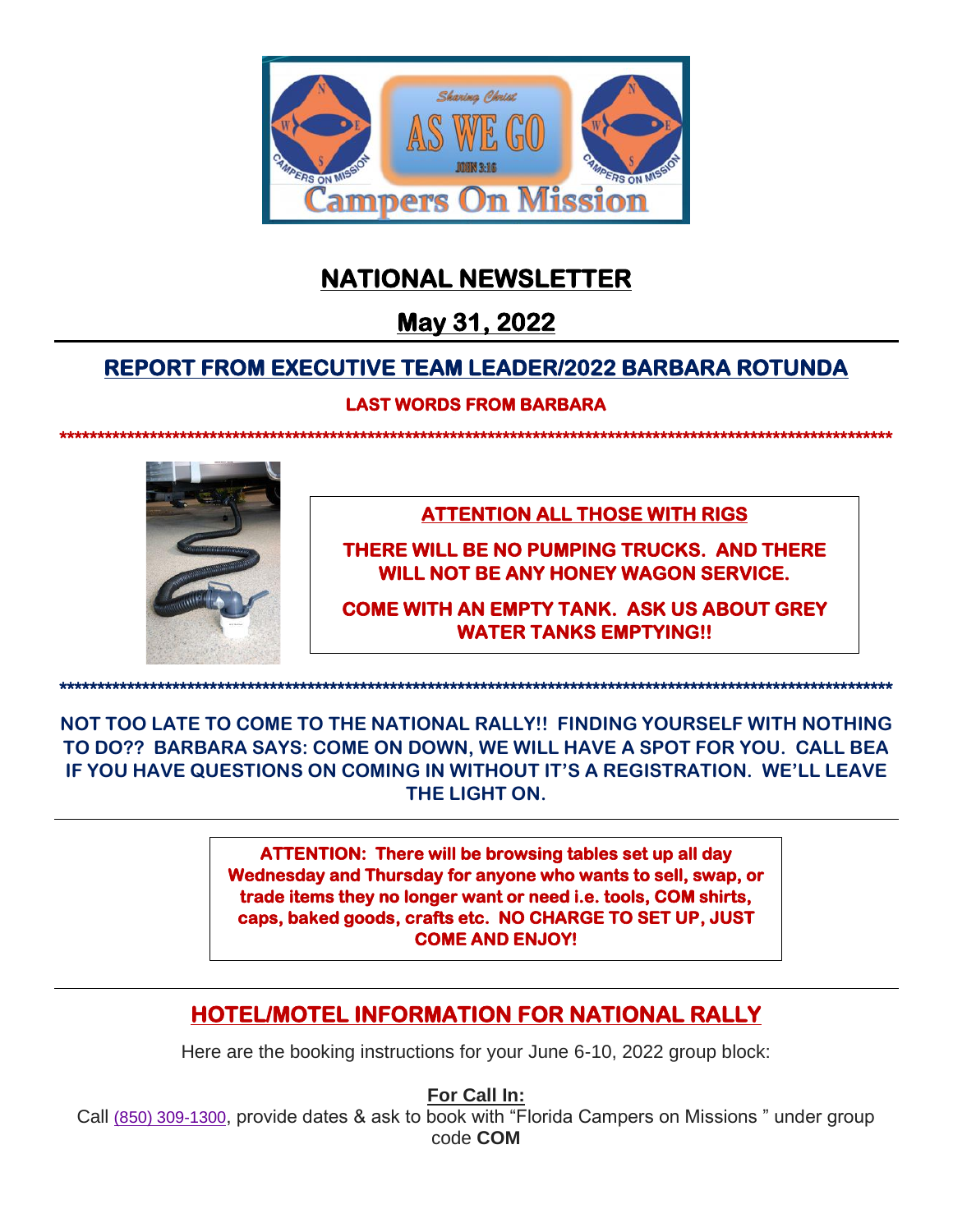# NATIONAL NEWSLETTER

## May 31, 2022

## REPORT FROM EXECUTIVE TEAM LEADER/2022 BARBARA ROTUNDA

**LAST WORDS FROM BARBARA**

*******************************************************************************************************

**ATTENTION ALL THOSE WITH RIGS**

**THERE WILL BE NO PUMPING TRUCKS. AND THERE WILL NOT BE ANY HONEY WAGON SERVICE.**

**COME WITH AN EMPTY TANK. ASK US ABOUT GREY WATER TANKS EMPTYING!!**

*******************************************************************************************************

**NOT TOO LATE TO COME TO THE NATIONAL RALLY!! FINDING YOURSELF WITH NOTHING TO DO?? BARBARA SAYS: COME ON DOWN, WE WILL HAVE A SPOT FOR YOU. CALL BEA IF YOU HAVE QUESTIONS ON COMING IN WITHOUT IT'S A REGISTRATION. WE'LL LEAVE THE LIGHT ON.**

---

**ATTENTION: There will be browsing tables set up all day Wednesday and Thursday for anyone who wants to sell, swap, or trade items they no longer want or need i.e. tools, COM shirts, caps, baked goods, crafts etc. NO CHARGE TO SET UP, JUST COME AND ENJOY!**

---

## HOTEL/MOTEL INFORMATION FOR NATIONAL RALLY

Here are the booking instructions for your June 6-10, 2022 group block:

**For Call In:**

Call (850) 309-1300, provide dates & ask to book with "Florida Campers on Missions " under group code **COM**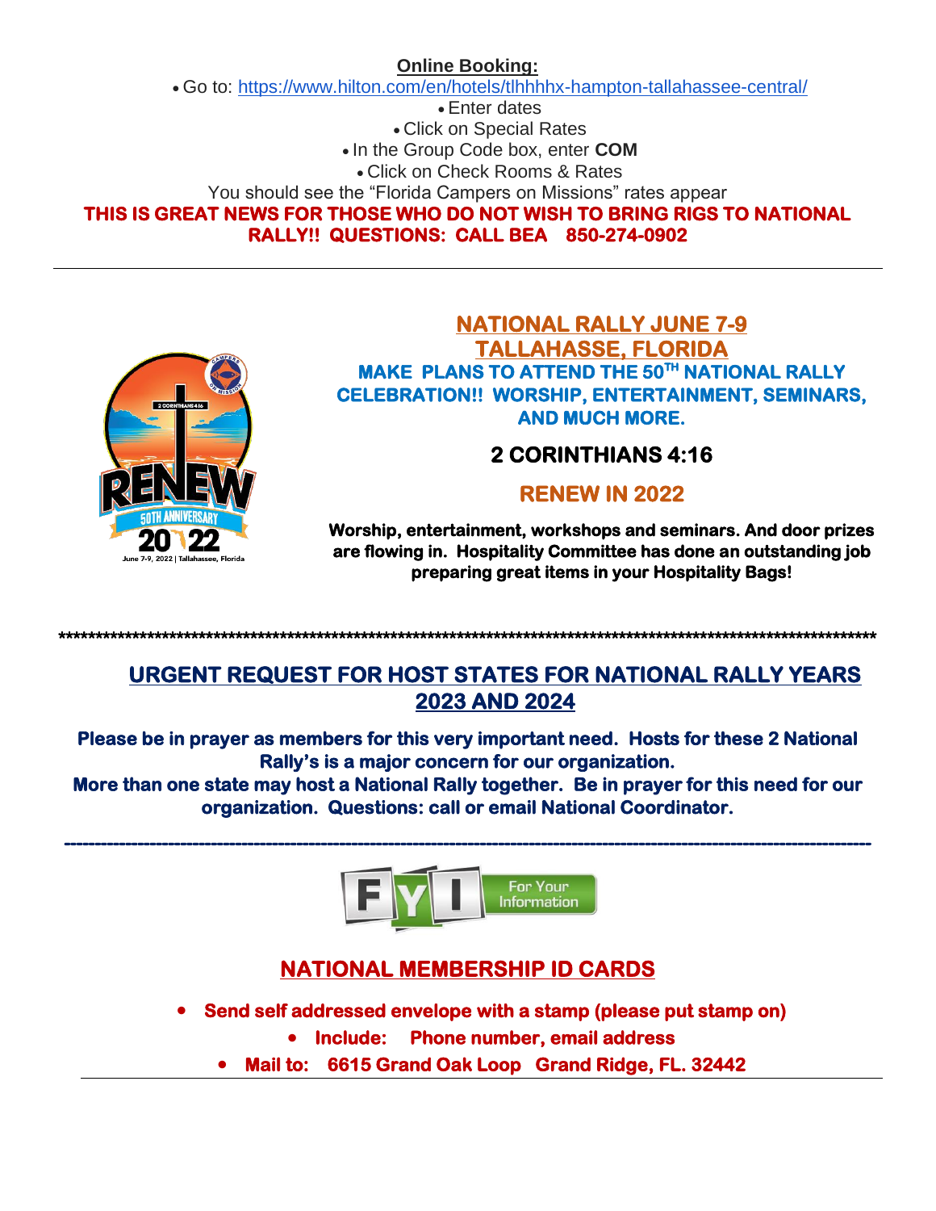**Online Booking:**

- Go to: https://www.hilton.com/en/hotels/tlhhhhx-hampton-tallahassee-central/
- Enter dates
- Click on Special Rates
- In the Group Code box, enter **COM**
- Click on Check Rooms & Rates

You should see the "Florida Campers on Missions" rates appear

**THIS IS GREAT NEWS FOR THOSE WHO DO NOT WISH TO BRING RIGS TO NATIONAL RALLY!! QUESTIONS: CALL BEA 850-274-0902**

---

## NATIONAL RALLY JUNE 7-9
## TALLAHASSE, FLORIDA

**MAKE PLANS TO ATTEND THE 50TH NATIONAL RALLY CELEBRATION!! WORSHIP, ENTERTAINMENT, SEMINARS, AND MUCH MORE.**

### 2 CORINTHIANS 4:16

### RENEW IN 2022

**Worship, entertainment, workshops and seminars. And door prizes are flowing in. Hospitality Committee has done an outstanding job preparing great items in your Hospitality Bags!**

******************************************************************************************************************

## URGENT REQUEST FOR HOST STATES FOR NATIONAL RALLY YEARS 2023 AND 2024

**Please be in prayer as members for this very important need. Hosts for these 2 National Rally's is a major concern for our organization.**
**More than one state may host a National Rally together. Be in prayer for this need for our organization. Questions: call or email National Coordinator.**

---

**FYI For Your Information**

## NATIONAL MEMBERSHIP ID CARDS

- **Send self addressed envelope with a stamp (please put stamp on)**
- **Include: Phone number, email address**
- **Mail to: 6615 Grand Oak Loop Grand Ridge, FL. 32442**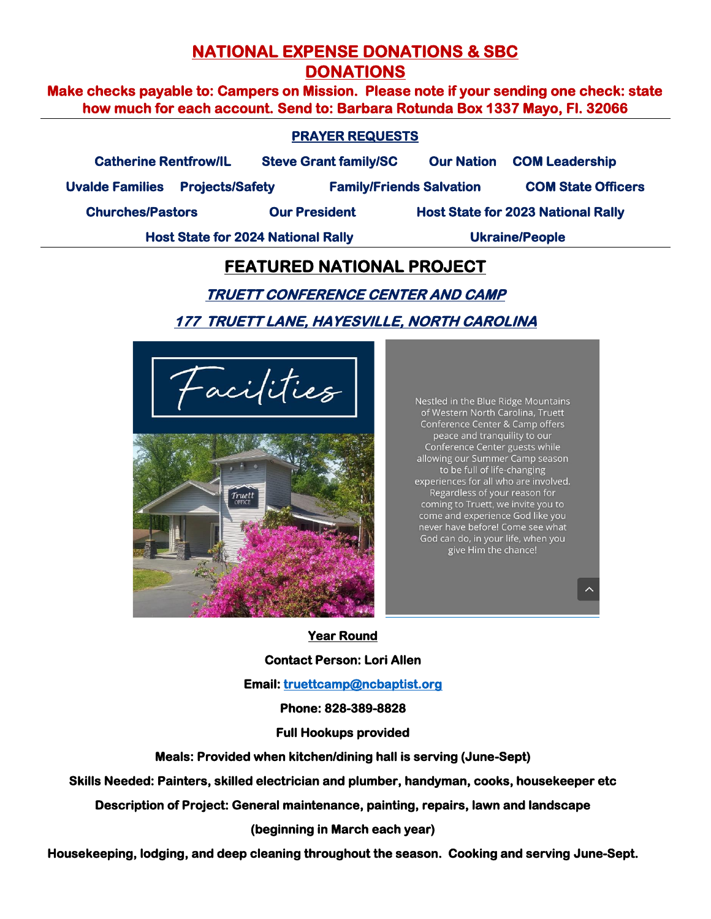# NATIONAL EXPENSE DONATIONS & SBC DONATIONS

**Make checks payable to: Campers on Mission. Please note if your sending one check: state how much for each account. Send to: Barbara Rotunda Box 1337 Mayo, Fl. 32066**

## PRAYER REQUESTS

**Catherine Rentfrow/IL** &nbsp;&nbsp; **Steve Grant family/SC** &nbsp;&nbsp; **Our Nation** &nbsp;&nbsp; **COM Leadership**

**Uvalde Families** &nbsp;&nbsp; **Projects/Safety** &nbsp;&nbsp; **Family/Friends Salvation** &nbsp;&nbsp; **COM State Officers**

**Churches/Pastors** &nbsp;&nbsp; **Our President** &nbsp;&nbsp; **Host State for 2023 National Rally**

**Host State for 2024 National Rally** &nbsp;&nbsp; **Ukraine/People**

## FEATURED NATIONAL PROJECT

### *TRUETT CONFERENCE CENTER AND CAMP*

### *177 TRUETT LANE, HAYESVILLE, NORTH CAROLINA*

Facilities

Nestled in the Blue Ridge Mountains of Western North Carolina, Truett Conference Center & Camp offers peace and tranquility to our Conference Center guests while allowing our Summer Camp season to be full of life-changing experiences for all who are involved. Regardless of your reason for coming to Truett, we invite you to come and experience God like you never have before! Come see what God can do, in your life, when you give Him the chance!

**Year Round**

**Contact Person: Lori Allen**

**Email: truettcamp@ncbaptist.org**

**Phone: 828-389-8828**

**Full Hookups provided**

**Meals: Provided when kitchen/dining hall is serving (June-Sept)**

**Skills Needed: Painters, skilled electrician and plumber, handyman, cooks, housekeeper etc**

**Description of Project: General maintenance, painting, repairs, lawn and landscape (beginning in March each year)**

**Housekeeping, lodging, and deep cleaning throughout the season. Cooking and serving June-Sept.**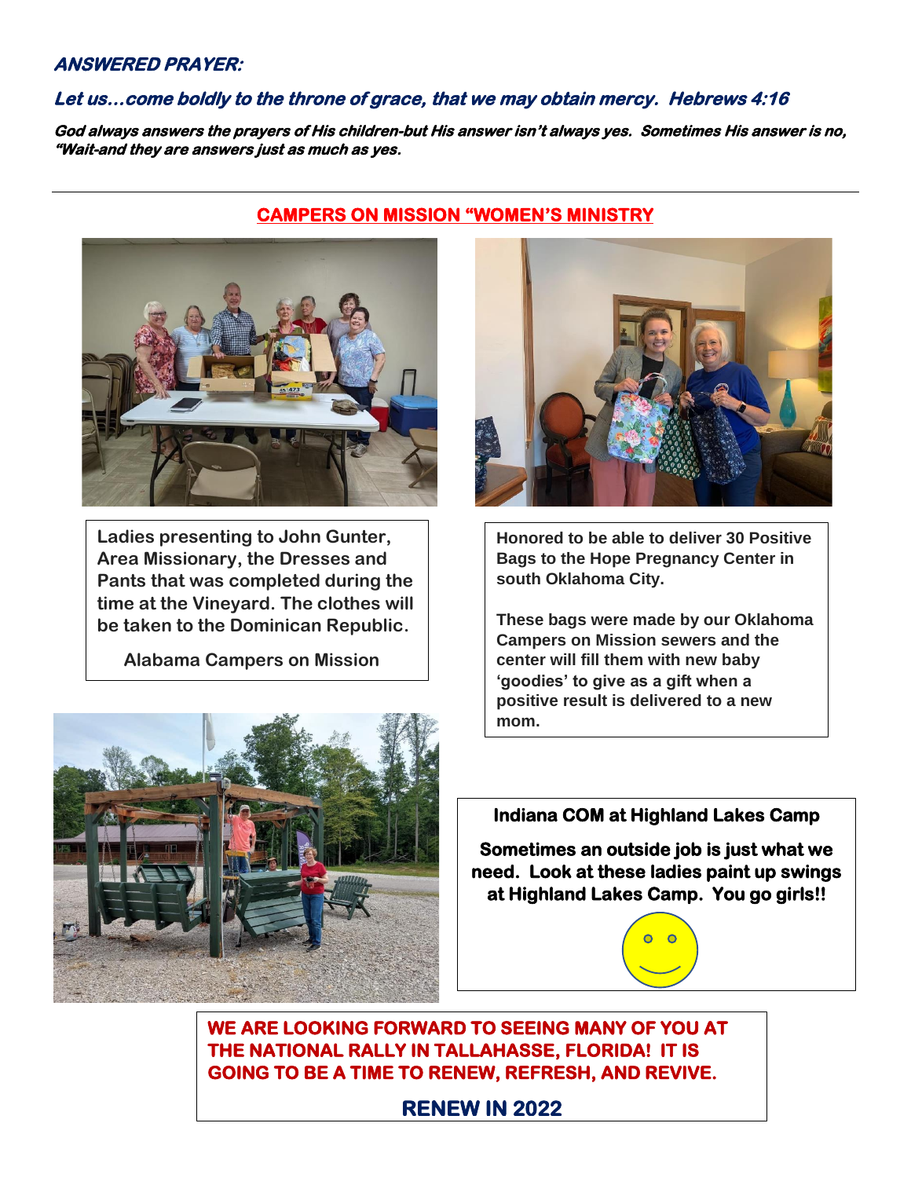***ANSWERED PRAYER:***

***Let us…come boldly to the throne of grace, that we may obtain mercy. Hebrews 4:16***

***God always answers the prayers of His children-but His answer isn't always yes. Sometimes His answer is no, "Wait-and they are answers just as much as yes.***

---

## CAMPERS ON MISSION "WOMEN'S MINISTRY

**Ladies presenting to John Gunter, Area Missionary, the Dresses and Pants that was completed during the time at the Vineyard. The clothes will be taken to the Dominican Republic.**

**Alabama Campers on Mission**

**Honored to be able to deliver 30 Positive Bags to the Hope Pregnancy Center in south Oklahoma City.**

**These bags were made by our Oklahoma Campers on Mission sewers and the center will fill them with new baby 'goodies' to give as a gift when a positive result is delivered to a new mom.**

**Indiana COM at Highland Lakes Camp**

**Sometimes an outside job is just what we need. Look at these ladies paint up swings at Highland Lakes Camp. You go girls!!**

**WE ARE LOOKING FORWARD TO SEEING MANY OF YOU AT THE NATIONAL RALLY IN TALLAHASSE, FLORIDA! IT IS GOING TO BE A TIME TO RENEW, REFRESH, AND REVIVE.**

**RENEW IN 2022**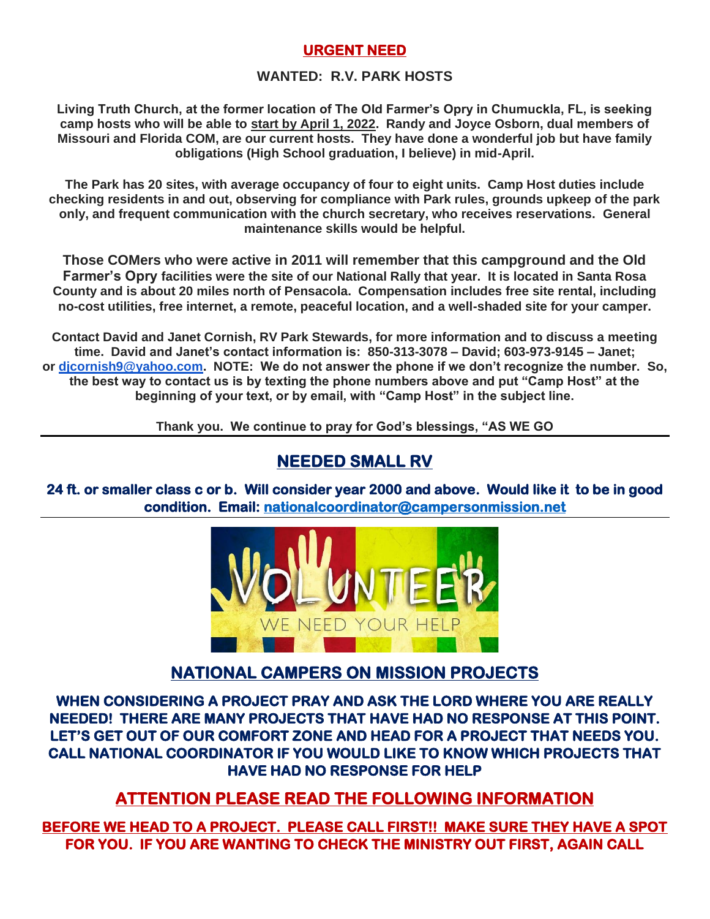## URGENT NEED

### WANTED: R.V. PARK HOSTS

**Living Truth Church, at the former location of The Old Farmer's Opry in Chumuckla, FL, is seeking camp hosts who will be able to start by April 1, 2022. Randy and Joyce Osborn, dual members of Missouri and Florida COM, are our current hosts. They have done a wonderful job but have family obligations (High School graduation, I believe) in mid-April.**

**The Park has 20 sites, with average occupancy of four to eight units. Camp Host duties include checking residents in and out, observing for compliance with Park rules, grounds upkeep of the park only, and frequent communication with the church secretary, who receives reservations. General maintenance skills would be helpful.**

**Those COMers who were active in 2011 will remember that this campground and the Old Farmer's Opry facilities were the site of our National Rally that year. It is located in Santa Rosa County and is about 20 miles north of Pensacola. Compensation includes free site rental, including no-cost utilities, free internet, a remote, peaceful location, and a well-shaded site for your camper.**

**Contact David and Janet Cornish, RV Park Stewards, for more information and to discuss a meeting time. David and Janet's contact information is: 850-313-3078 – David; 603-973-9145 – Janet; or djcornish9@yahoo.com. NOTE: We do not answer the phone if we don't recognize the number. So, the best way to contact us is by texting the phone numbers above and put "Camp Host" at the beginning of your text, or by email, with "Camp Host" in the subject line.**

**Thank you. We continue to pray for God's blessings, "AS WE GO**

---

## NEEDED SMALL RV

**24 ft. or smaller class c or b. Will consider year 2000 and above. Would like it to be in good condition. Email: nationalcoordinator@campersonmission.net**

---

## NATIONAL CAMPERS ON MISSION PROJECTS

**WHEN CONSIDERING A PROJECT PRAY AND ASK THE LORD WHERE YOU ARE REALLY NEEDED! THERE ARE MANY PROJECTS THAT HAVE HAD NO RESPONSE AT THIS POINT. LET'S GET OUT OF OUR COMFORT ZONE AND HEAD FOR A PROJECT THAT NEEDS YOU. CALL NATIONAL COORDINATOR IF YOU WOULD LIKE TO KNOW WHICH PROJECTS THAT HAVE HAD NO RESPONSE FOR HELP**

## ATTENTION PLEASE READ THE FOLLOWING INFORMATION

**BEFORE WE HEAD TO A PROJECT. PLEASE CALL FIRST!! MAKE SURE THEY HAVE A SPOT FOR YOU. IF YOU ARE WANTING TO CHECK THE MINISTRY OUT FIRST, AGAIN CALL**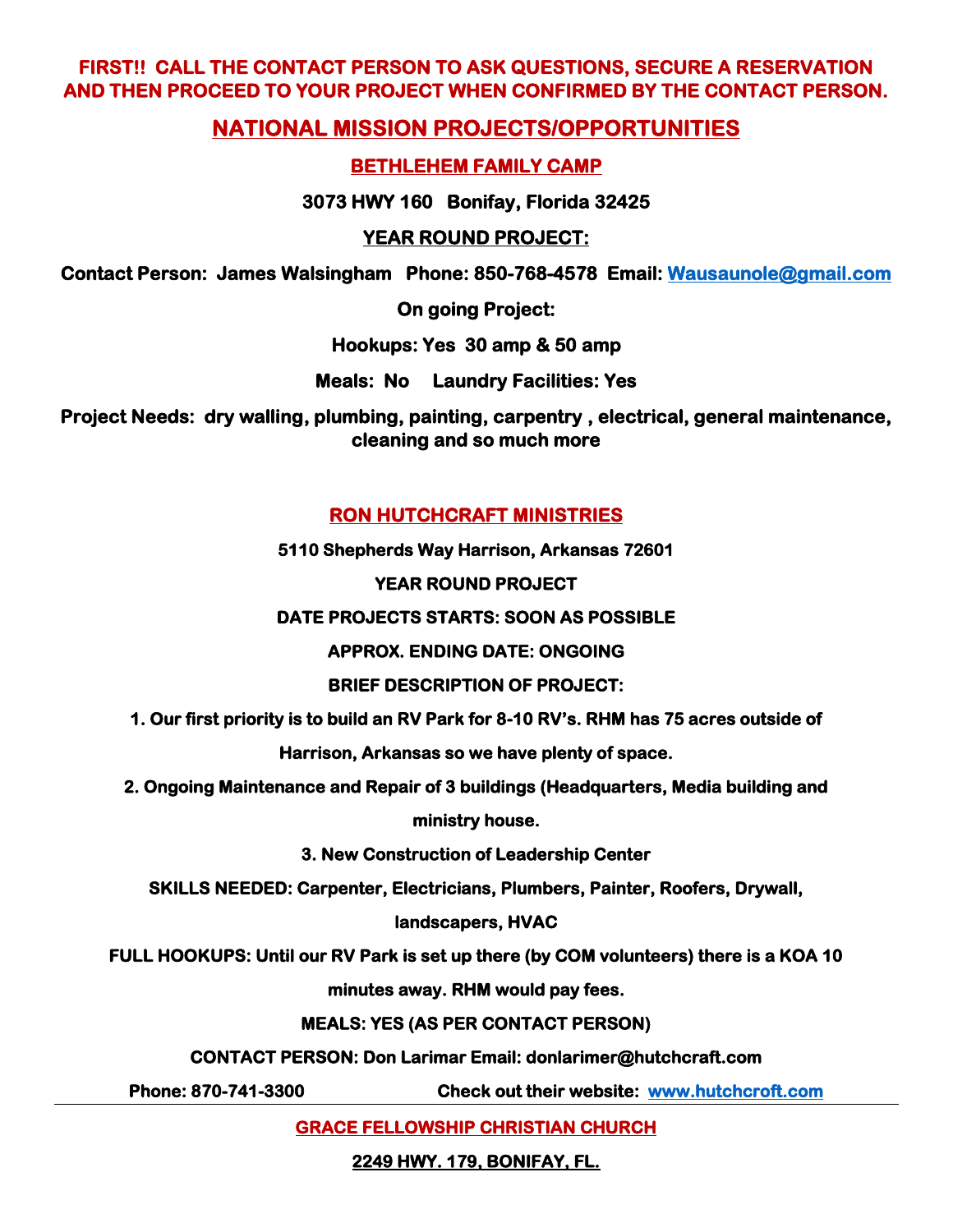**FIRST!! CALL THE CONTACT PERSON TO ASK QUESTIONS, SECURE A RESERVATION AND THEN PROCEED TO YOUR PROJECT WHEN CONFIRMED BY THE CONTACT PERSON.**

# NATIONAL MISSION PROJECTS/OPPORTUNITIES

## BETHLEHEM FAMILY CAMP

**3073 HWY 160 Bonifay, Florida 32425**

**YEAR ROUND PROJECT:**

**Contact Person: James Walsingham Phone: 850-768-4578 Email: [Wausaunole@gmail.com](mailto:Wausaunole@gmail.com)**

**On going Project:**

**Hookups: Yes 30 amp & 50 amp**

**Meals: No Laundry Facilities: Yes**

**Project Needs: dry walling, plumbing, painting, carpentry , electrical, general maintenance, cleaning and so much more**

## RON HUTCHCRAFT MINISTRIES

**5110 Shepherds Way Harrison, Arkansas 72601**

**YEAR ROUND PROJECT**

**DATE PROJECTS STARTS: SOON AS POSSIBLE**

**APPROX. ENDING DATE: ONGOING**

**BRIEF DESCRIPTION OF PROJECT:**

**1. Our first priority is to build an RV Park for 8-10 RV's. RHM has 75 acres outside of Harrison, Arkansas so we have plenty of space.**

**2. Ongoing Maintenance and Repair of 3 buildings (Headquarters, Media building and ministry house.**

**3. New Construction of Leadership Center**

**SKILLS NEEDED: Carpenter, Electricians, Plumbers, Painter, Roofers, Drywall, landscapers, HVAC**

**FULL HOOKUPS: Until our RV Park is set up there (by COM volunteers) there is a KOA 10 minutes away. RHM would pay fees.**

**MEALS: YES (AS PER CONTACT PERSON)**

**CONTACT PERSON: Don Larimar Email: donlarimer@hutchcraft.com**

**Phone: 870-741-3300** **Check out their website: [www.hutchcroft.com](http://www.hutchcroft.com)**

---

## GRACE FELLOWSHIP CHRISTIAN CHURCH

**2249 HWY. 179, BONIFAY, FL.**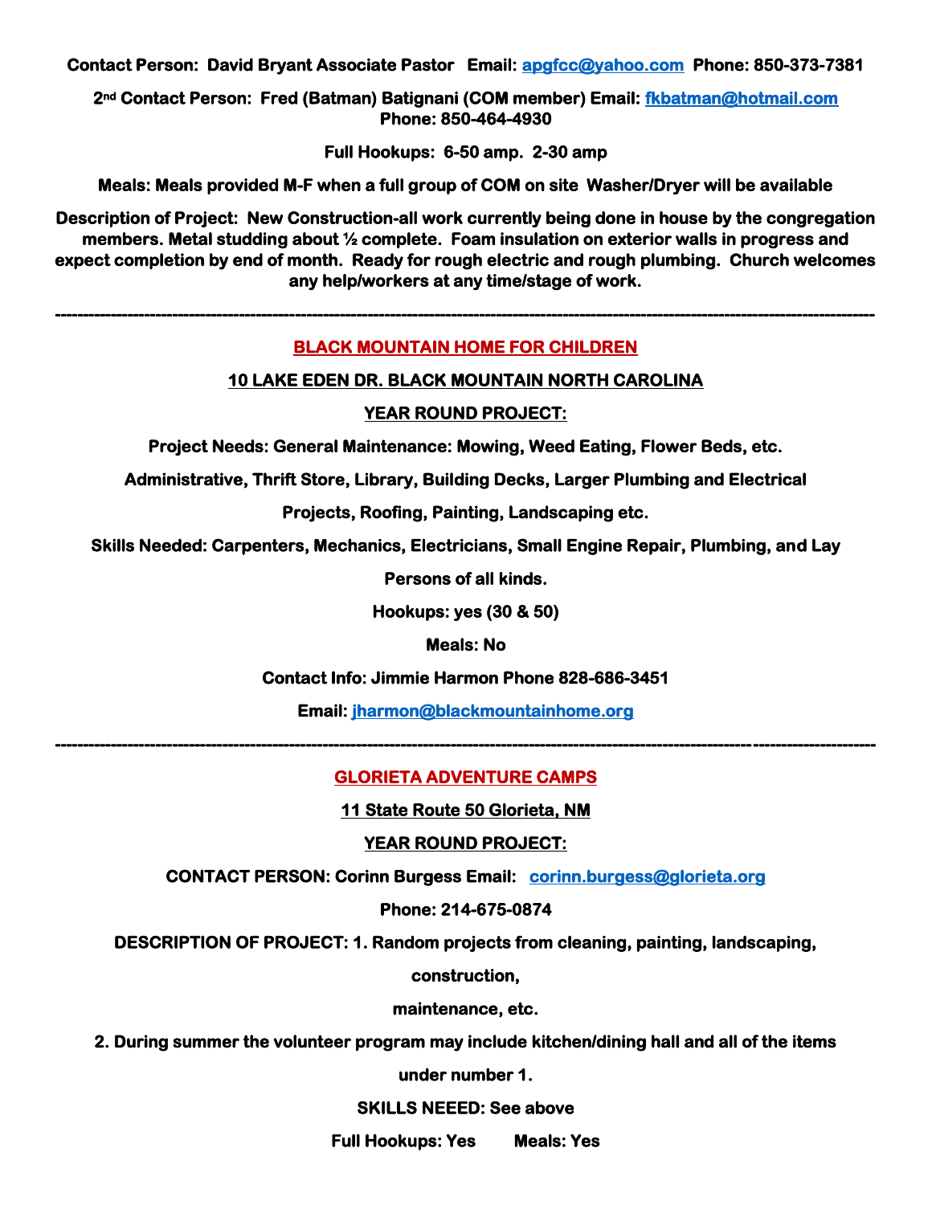**Contact Person: David Bryant Associate Pastor Email: apgfcc@yahoo.com Phone: 850-373-7381**

**2nd Contact Person: Fred (Batman) Batignani (COM member) Email: fkbatman@hotmail.com Phone: 850-464-4930**

**Full Hookups: 6-50 amp. 2-30 amp**

**Meals: Meals provided M-F when a full group of COM on site Washer/Dryer will be available**

**Description of Project: New Construction-all work currently being done in house by the congregation members. Metal studding about ½ complete. Foam insulation on exterior walls in progress and expect completion by end of month. Ready for rough electric and rough plumbing. Church welcomes any help/workers at any time/stage of work.**

---

## BLACK MOUNTAIN HOME FOR CHILDREN

**10 LAKE EDEN DR. BLACK MOUNTAIN NORTH CAROLINA**

**YEAR ROUND PROJECT:**

**Project Needs: General Maintenance: Mowing, Weed Eating, Flower Beds, etc.**

**Administrative, Thrift Store, Library, Building Decks, Larger Plumbing and Electrical Projects, Roofing, Painting, Landscaping etc.**

**Skills Needed: Carpenters, Mechanics, Electricians, Small Engine Repair, Plumbing, and Lay Persons of all kinds.**

**Hookups: yes (30 & 50)**

**Meals: No**

**Contact Info: Jimmie Harmon Phone 828-686-3451**

**Email: jharmon@blackmountainhome.org**

---

## GLORIETA ADVENTURE CAMPS

**11 State Route 50 Glorieta, NM**

**YEAR ROUND PROJECT:**

**CONTACT PERSON: Corinn Burgess Email: corinn.burgess@glorieta.org**

**Phone: 214-675-0874**

**DESCRIPTION OF PROJECT: 1. Random projects from cleaning, painting, landscaping, construction, maintenance, etc.**

**2. During summer the volunteer program may include kitchen/dining hall and all of the items under number 1.**

**SKILLS NEEED: See above**

**Full Hookups: Yes    Meals: Yes**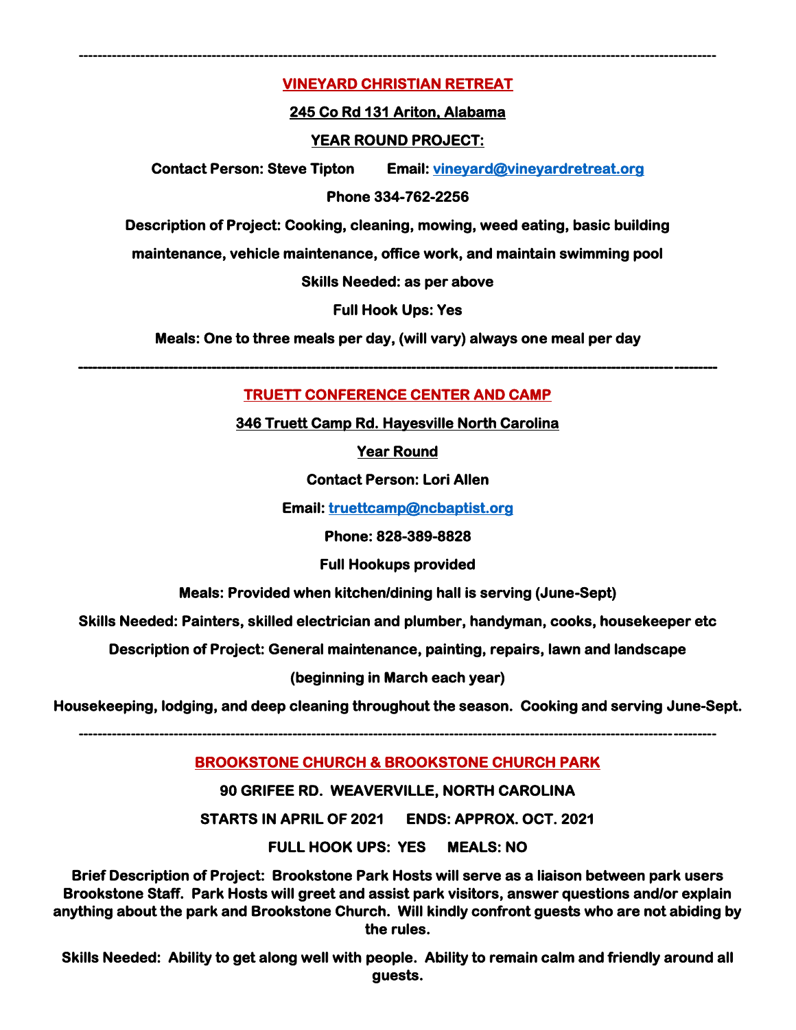---

## VINEYARD CHRISTIAN RETREAT

**245 Co Rd 131 Ariton, Alabama**

**YEAR ROUND PROJECT:**

**Contact Person: Steve Tipton Email: vineyard@vineyardretreat.org**

**Phone 334-762-2256**

**Description of Project: Cooking, cleaning, mowing, weed eating, basic building maintenance, vehicle maintenance, office work, and maintain swimming pool**

**Skills Needed: as per above**

**Full Hook Ups: Yes**

**Meals: One to three meals per day, (will vary) always one meal per day**

---

## TRUETT CONFERENCE CENTER AND CAMP

**346 Truett Camp Rd. Hayesville North Carolina**

**Year Round**

**Contact Person: Lori Allen**

**Email: truettcamp@ncbaptist.org**

**Phone: 828-389-8828**

**Full Hookups provided**

**Meals: Provided when kitchen/dining hall is serving (June-Sept)**

**Skills Needed: Painters, skilled electrician and plumber, handyman, cooks, housekeeper etc**

**Description of Project: General maintenance, painting, repairs, lawn and landscape (beginning in March each year)**

**Housekeeping, lodging, and deep cleaning throughout the season. Cooking and serving June-Sept.**

---

## BROOKSTONE CHURCH & BROOKSTONE CHURCH PARK

**90 GRIFEE RD. WEAVERVILLE, NORTH CAROLINA**

**STARTS IN APRIL OF 2021 ENDS: APPROX. OCT. 2021**

**FULL HOOK UPS: YES MEALS: NO**

**Brief Description of Project: Brookstone Park Hosts will serve as a liaison between park users Brookstone Staff. Park Hosts will greet and assist park visitors, answer questions and/or explain anything about the park and Brookstone Church. Will kindly confront guests who are not abiding by the rules.**

**Skills Needed: Ability to get along well with people. Ability to remain calm and friendly around all guests.**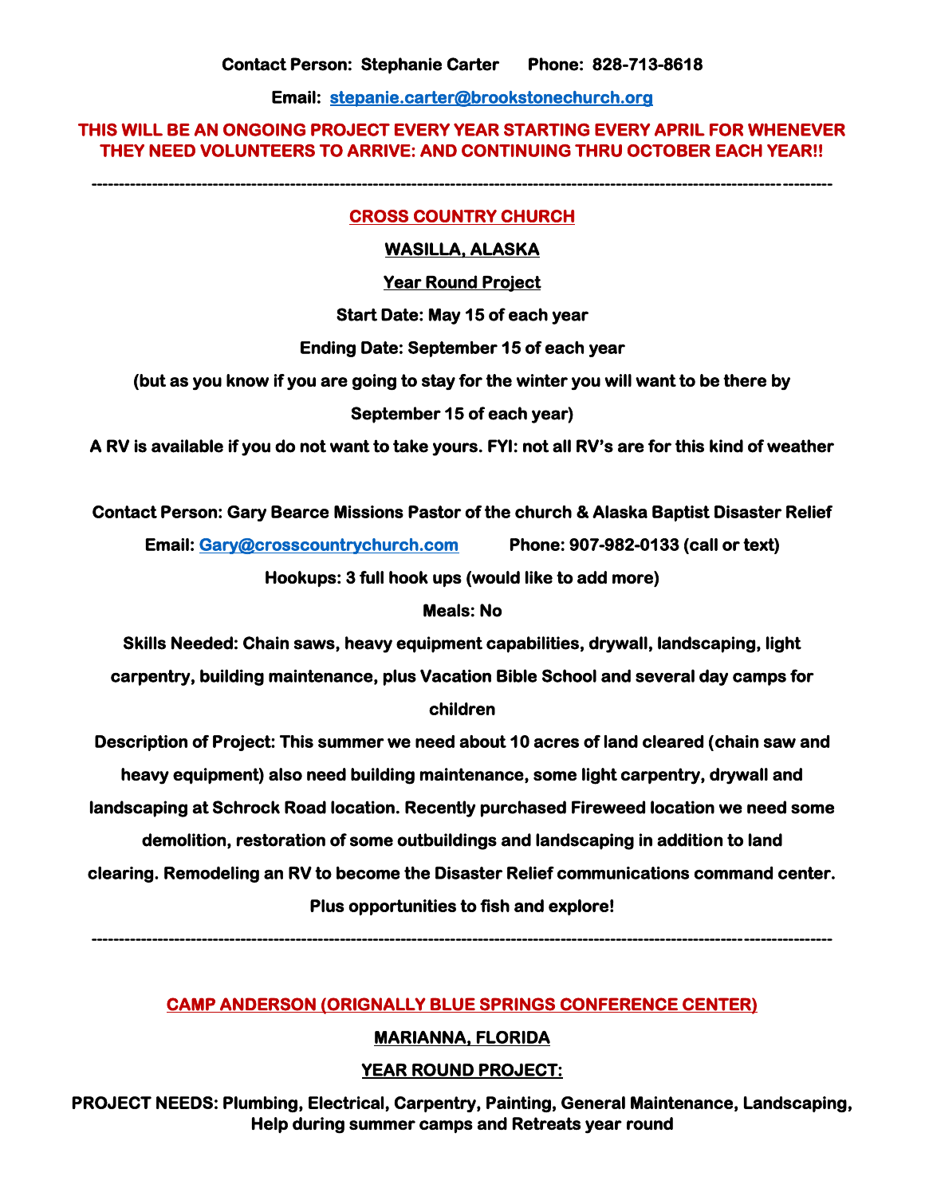**Contact Person: Stephanie Carter Phone: 828-713-8618**

**Email: stepanie.carter@brookstonechurch.org**

**THIS WILL BE AN ONGOING PROJECT EVERY YEAR STARTING EVERY APRIL FOR WHENEVER THEY NEED VOLUNTEERS TO ARRIVE: AND CONTINUING THRU OCTOBER EACH YEAR!!**

---

## CROSS COUNTRY CHURCH

**WASILLA, ALASKA**

**Year Round Project**

**Start Date: May 15 of each year**

**Ending Date: September 15 of each year**

**(but as you know if you are going to stay for the winter you will want to be there by September 15 of each year)**

**A RV is available if you do not want to take yours. FYI: not all RV's are for this kind of weather**

**Contact Person: Gary Bearce Missions Pastor of the church & Alaska Baptist Disaster Relief**

**Email: Gary@crosscountrychurch.com Phone: 907-982-0133 (call or text)**

**Hookups: 3 full hook ups (would like to add more)**

**Meals: No**

**Skills Needed: Chain saws, heavy equipment capabilities, drywall, landscaping, light carpentry, building maintenance, plus Vacation Bible School and several day camps for children**

**Description of Project: This summer we need about 10 acres of land cleared (chain saw and heavy equipment) also need building maintenance, some light carpentry, drywall and landscaping at Schrock Road location. Recently purchased Fireweed location we need some demolition, restoration of some outbuildings and landscaping in addition to land clearing. Remodeling an RV to become the Disaster Relief communications command center. Plus opportunities to fish and explore!**

---

## CAMP ANDERSON (ORIGNALLY BLUE SPRINGS CONFERENCE CENTER)

**MARIANNA, FLORIDA**

**YEAR ROUND PROJECT:**

**PROJECT NEEDS: Plumbing, Electrical, Carpentry, Painting, General Maintenance, Landscaping, Help during summer camps and Retreats year round**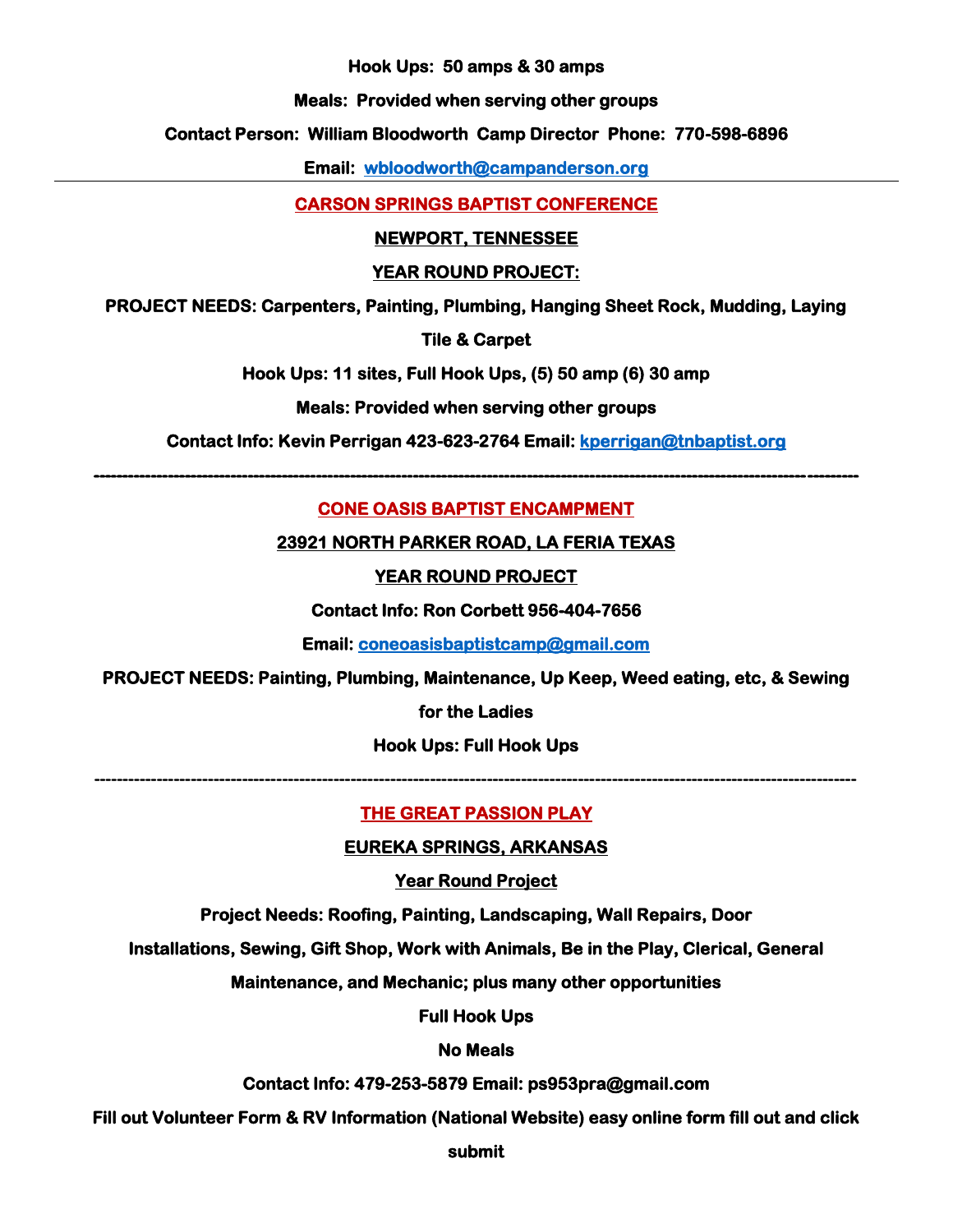**Hook Ups: 50 amps & 30 amps**

**Meals: Provided when serving other groups**

**Contact Person: William Bloodworth Camp Director Phone: 770-598-6896**

**Email: wbloodworth@campanderson.org**

---

## CARSON SPRINGS BAPTIST CONFERENCE

**NEWPORT, TENNESSEE**

**YEAR ROUND PROJECT:**

**PROJECT NEEDS: Carpenters, Painting, Plumbing, Hanging Sheet Rock, Mudding, Laying Tile & Carpet**

**Hook Ups: 11 sites, Full Hook Ups, (5) 50 amp (6) 30 amp**

**Meals: Provided when serving other groups**

**Contact Info: Kevin Perrigan 423-623-2764 Email: kperrigan@tnbaptist.org**

---

## CONE OASIS BAPTIST ENCAMPMENT

**23921 NORTH PARKER ROAD, LA FERIA TEXAS**

**YEAR ROUND PROJECT**

**Contact Info: Ron Corbett 956-404-7656**

**Email: coneoasisbaptistcamp@gmail.com**

**PROJECT NEEDS: Painting, Plumbing, Maintenance, Up Keep, Weed eating, etc, & Sewing for the Ladies**

**Hook Ups: Full Hook Ups**

---

## THE GREAT PASSION PLAY

**EUREKA SPRINGS, ARKANSAS**

**Year Round Project**

**Project Needs: Roofing, Painting, Landscaping, Wall Repairs, Door Installations, Sewing, Gift Shop, Work with Animals, Be in the Play, Clerical, General Maintenance, and Mechanic; plus many other opportunities**

**Full Hook Ups**

**No Meals**

**Contact Info: 479-253-5879 Email: ps953pra@gmail.com**

**Fill out Volunteer Form & RV Information (National Website) easy online form fill out and click submit**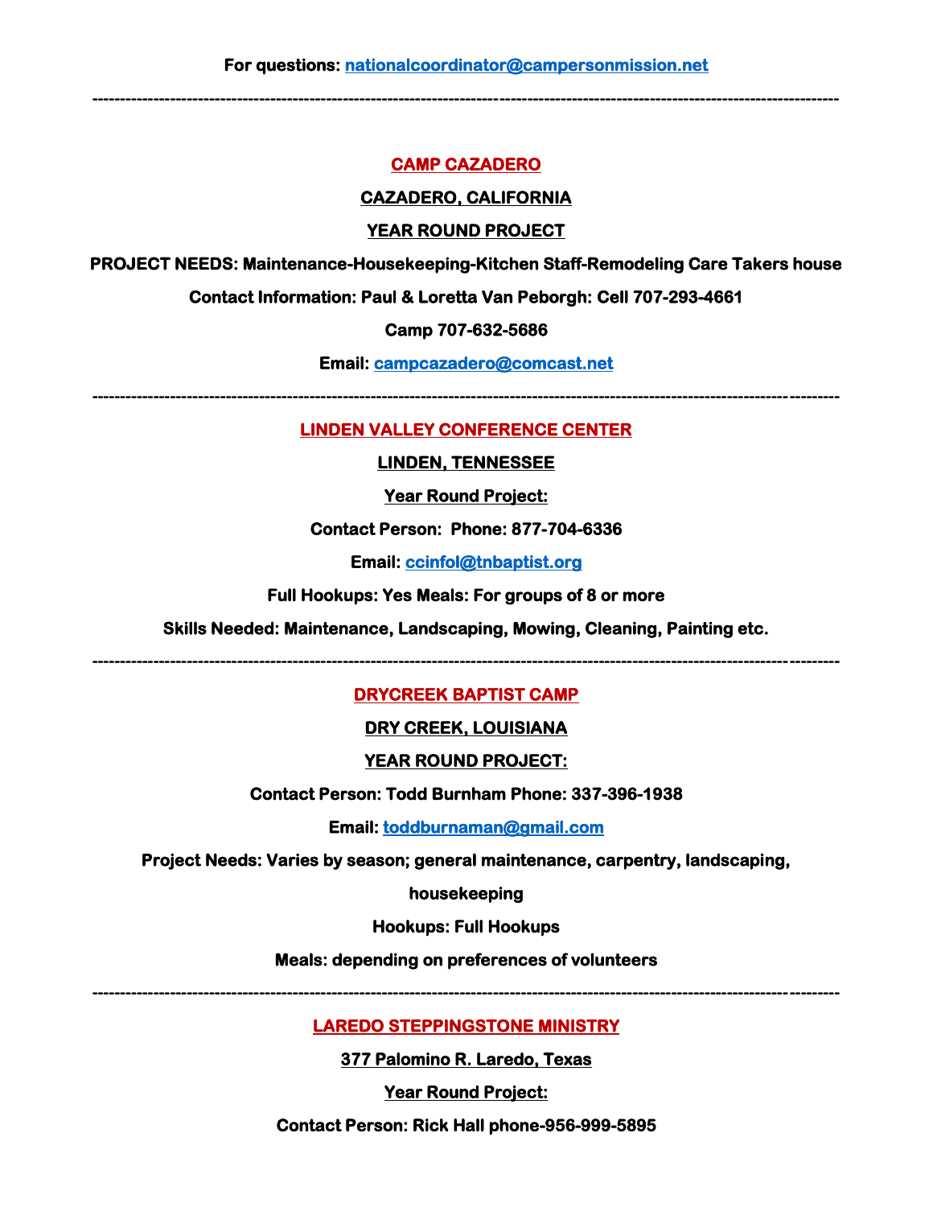**For questions: nationalcoordinator@campersonmission.net**

---

## CAMP CAZADERO

**CAZADERO, CALIFORNIA**

**YEAR ROUND PROJECT**

**PROJECT NEEDS: Maintenance-Housekeeping-Kitchen Staff-Remodeling Care Takers house**

**Contact Information: Paul & Loretta Van Peborgh: Cell 707-293-4661**

**Camp 707-632-5686**

**Email: campcazadero@comcast.net**

---

## LINDEN VALLEY CONFERENCE CENTER

**LINDEN, TENNESSEE**

**Year Round Project:**

**Contact Person: Phone: 877-704-6336**

**Email: ccinfol@tnbaptist.org**

**Full Hookups: Yes Meals: For groups of 8 or more**

**Skills Needed: Maintenance, Landscaping, Mowing, Cleaning, Painting etc.**

---

## DRYCREEK BAPTIST CAMP

**DRY CREEK, LOUISIANA**

**YEAR ROUND PROJECT:**

**Contact Person: Todd Burnham Phone: 337-396-1938**

**Email: toddburnaman@gmail.com**

**Project Needs: Varies by season; general maintenance, carpentry, landscaping, housekeeping**

**Hookups: Full Hookups**

**Meals: depending on preferences of volunteers**

---

## LAREDO STEPPINGSTONE MINISTRY

**377 Palomino R. Laredo, Texas**

**Year Round Project:**

**Contact Person: Rick Hall phone-956-999-5895**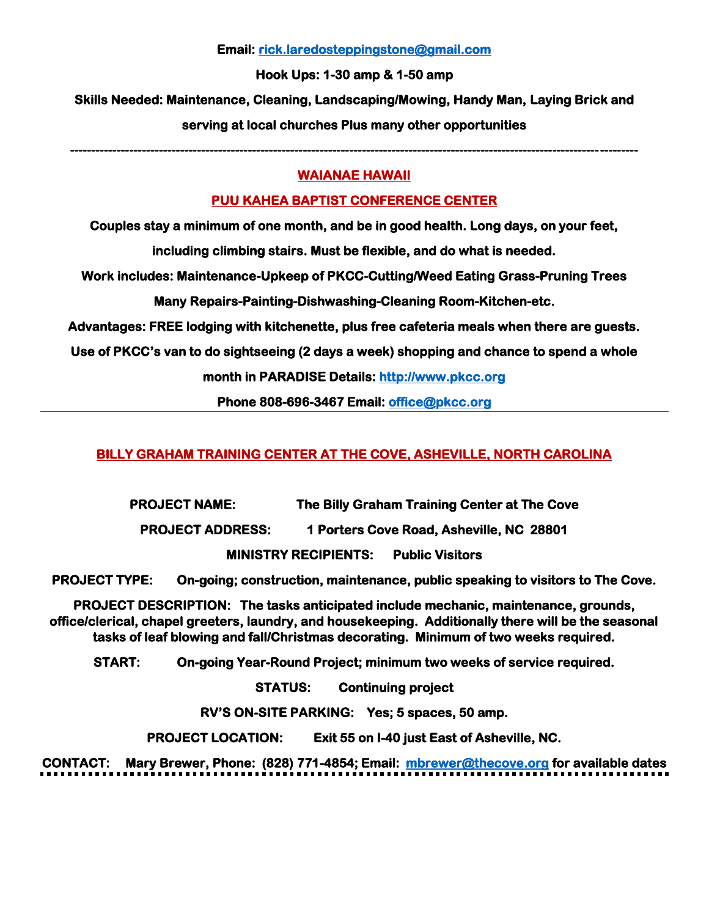**Email: rick.laredosteppingstone@gmail.com**

**Hook Ups: 1-30 amp & 1-50 amp**

**Skills Needed: Maintenance, Cleaning, Landscaping/Mowing, Handy Man, Laying Brick and serving at local churches Plus many other opportunities**

---

## WAIANAE HAWAII

## PUU KAHEA BAPTIST CONFERENCE CENTER

**Couples stay a minimum of one month, and be in good health. Long days, on your feet, including climbing stairs. Must be flexible, and do what is needed.**

**Work includes: Maintenance-Upkeep of PKCC-Cutting/Weed Eating Grass-Pruning Trees Many Repairs-Painting-Dishwashing-Cleaning Room-Kitchen-etc.**

**Advantages: FREE lodging with kitchenette, plus free cafeteria meals when there are guests. Use of PKCC's van to do sightseeing (2 days a week) shopping and chance to spend a whole month in PARADISE Details: http://www.pkcc.org**

**Phone 808-696-3467 Email: office@pkcc.org**

---

## BILLY GRAHAM TRAINING CENTER AT THE COVE, ASHEVILLE, NORTH CAROLINA

**PROJECT NAME:** The Billy Graham Training Center at The Cove

**PROJECT ADDRESS:** 1 Porters Cove Road, Asheville, NC 28801

**MINISTRY RECIPIENTS:** Public Visitors

**PROJECT TYPE:** On-going; construction, maintenance, public speaking to visitors to The Cove.

**PROJECT DESCRIPTION:** The tasks anticipated include mechanic, maintenance, grounds, office/clerical, chapel greeters, laundry, and housekeeping. Additionally there will be the seasonal tasks of leaf blowing and fall/Christmas decorating. Minimum of two weeks required.

**START:** On-going Year-Round Project; minimum two weeks of service required.

**STATUS:** Continuing project

**RV'S ON-SITE PARKING:** Yes; 5 spaces, 50 amp.

**PROJECT LOCATION:** Exit 55 on I-40 just East of Asheville, NC.

**CONTACT:** Mary Brewer, Phone: (828) 771-4854; Email: mbrewer@thecove.org for available dates